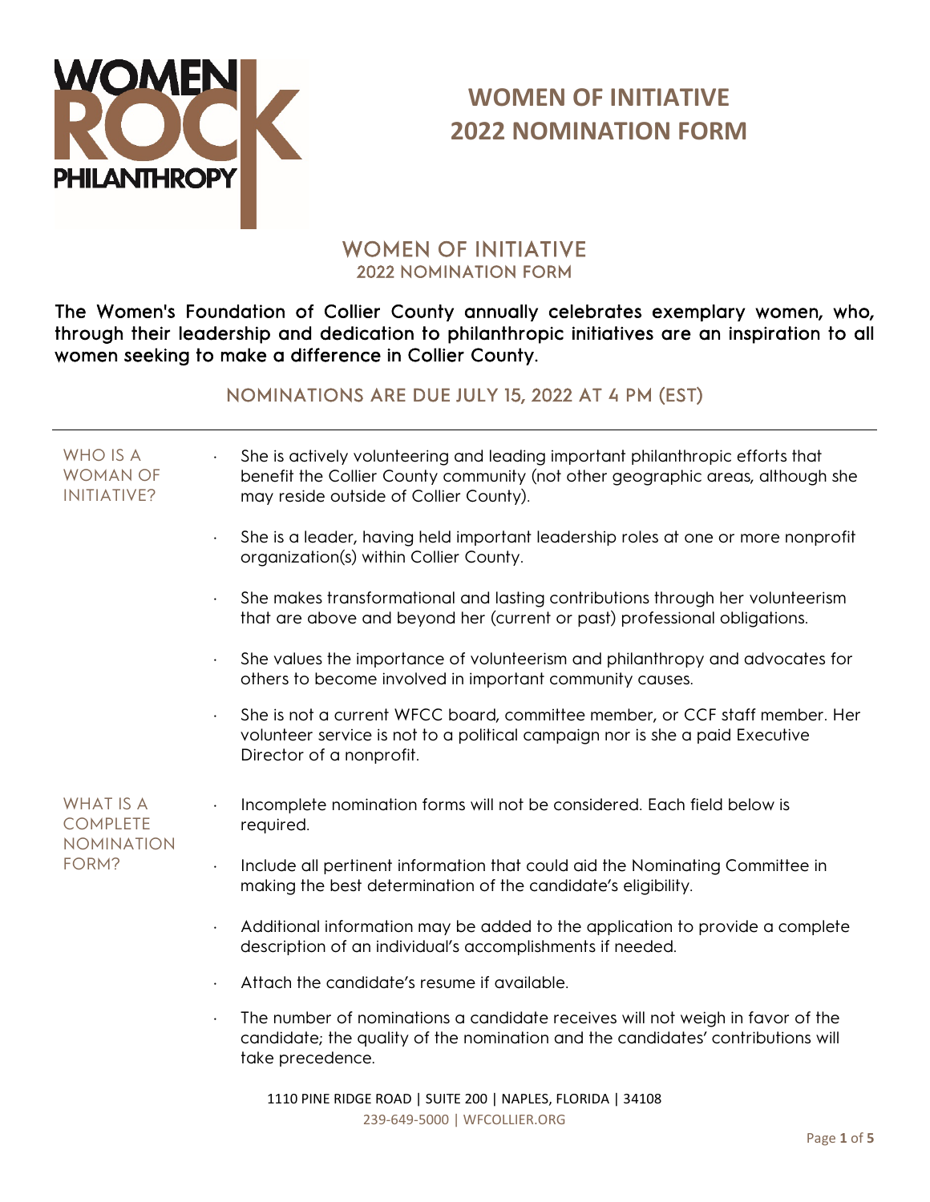WOMEN ROCK PHILANTHROPY

# WOMEN OF INITIATIVE 2022 NOMINATION FORM

## WOMEN OF INITIATIVE
### 2022 NOMINATION FORM

**The Women's Foundation of Collier County annually celebrates exemplary women, who, through their leadership and dedication to philanthropic initiatives are an inspiration to all women seeking to make a difference in Collier County.**

### NOMINATIONS ARE DUE JULY 15, 2022 AT 4 PM (EST)

---

**WHO IS A WOMAN OF INITIATIVE?**

- She is actively volunteering and leading important philanthropic efforts that benefit the Collier County community (not other geographic areas, although she may reside outside of Collier County).
- She is a leader, having held important leadership roles at one or more nonprofit organization(s) within Collier County.
- She makes transformational and lasting contributions through her volunteerism that are above and beyond her (current or past) professional obligations.
- She values the importance of volunteerism and philanthropy and advocates for others to become involved in important community causes.
- She is not a current WFCC board, committee member, or CCF staff member. Her volunteer service is not to a political campaign nor is she a paid Executive Director of a nonprofit.

**WHAT IS A COMPLETE NOMINATION FORM?**

- Incomplete nomination forms will not be considered. Each field below is required.
- Include all pertinent information that could aid the Nominating Committee in making the best determination of the candidate's eligibility.
- Additional information may be added to the application to provide a complete description of an individual's accomplishments if needed.
- Attach the candidate's resume if available.
- The number of nominations a candidate receives will not weigh in favor of the candidate; the quality of the nomination and the candidates' contributions will take precedence.

1110 PINE RIDGE ROAD | SUITE 200 | NAPLES, FLORIDA | 34108
239-649-5000 | WFCOLLIER.ORG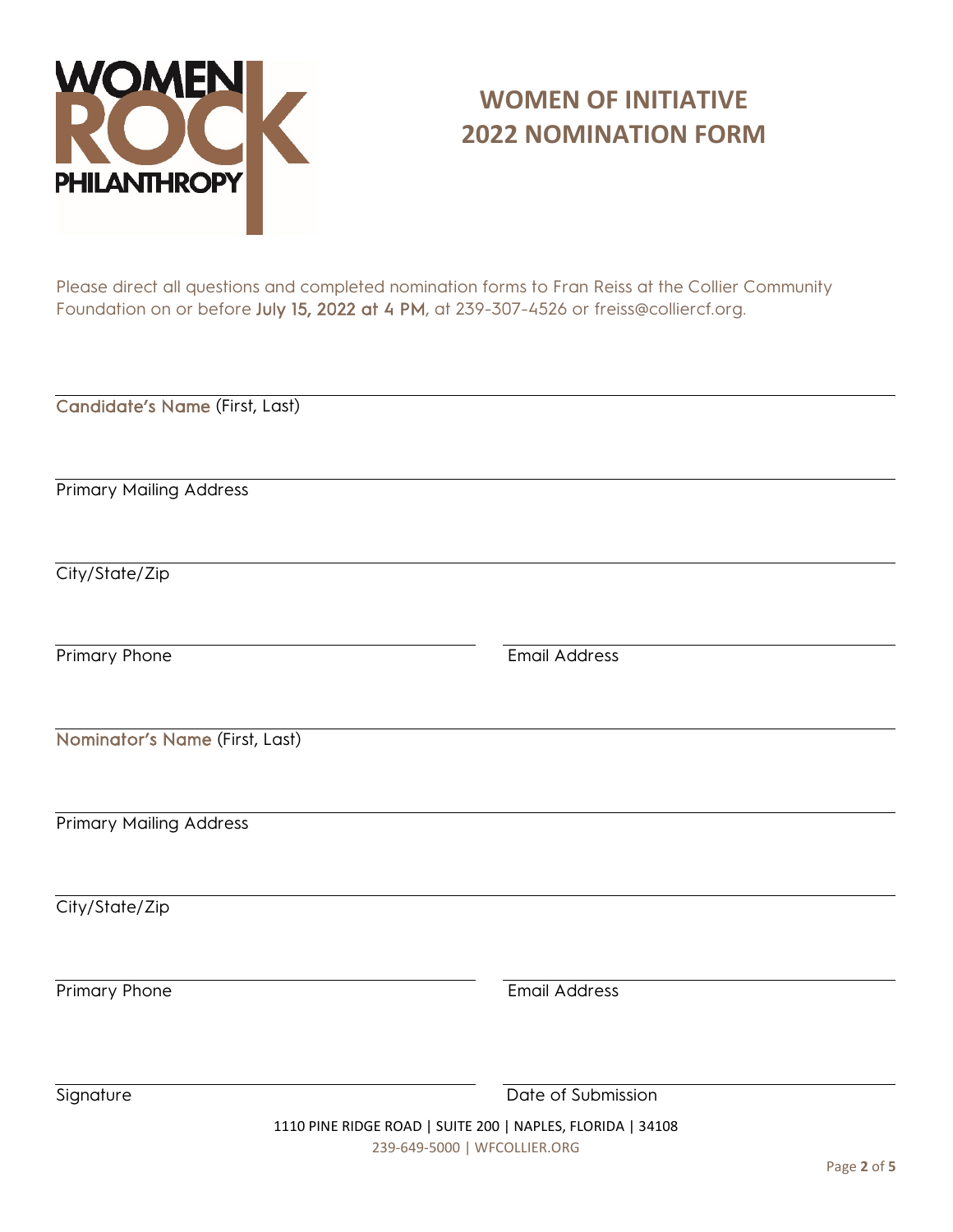WOMEN ROCK PHILANTHROPY

# WOMEN OF INITIATIVE 2022 NOMINATION FORM

Please direct all questions and completed nomination forms to Fran Reiss at the Collier Community Foundation on or before **July 15, 2022 at 4 PM**, at 239-307-4526 or freiss@colliercf.org.

Candidate's Name (First, Last)

Primary Mailing Address

City/State/Zip

Primary Phone

Email Address

Nominator's Name (First, Last)

Primary Mailing Address

City/State/Zip

Primary Phone

Email Address

Signature

Date of Submission

1110 PINE RIDGE ROAD | SUITE 200 | NAPLES, FLORIDA | 34108

239-649-5000 | WFCOLLIER.ORG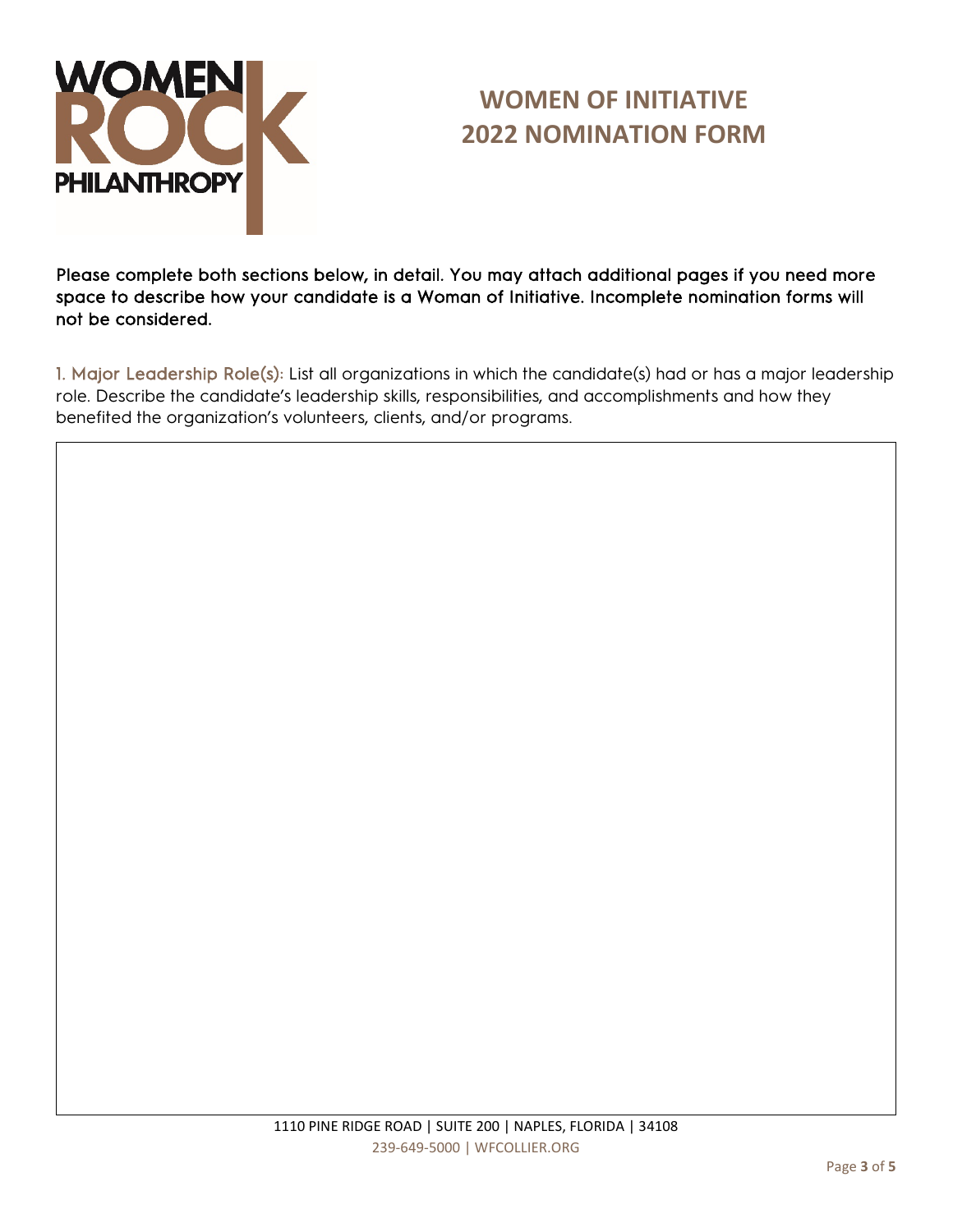# WOMEN OF INITIATIVE
# 2022 NOMINATION FORM

**Please complete both sections below, in detail. You may attach additional pages if you need more space to describe how your candidate is a Woman of Initiative. Incomplete nomination forms will not be considered.**

1. Major Leadership Role(s): List all organizations in which the candidate(s) had or has a major leadership role. Describe the candidate's leadership skills, responsibilities, and accomplishments and how they benefited the organization's volunteers, clients, and/or programs.

1110 PINE RIDGE ROAD | SUITE 200 | NAPLES, FLORIDA | 34108
239-649-5000 | WFCOLLIER.ORG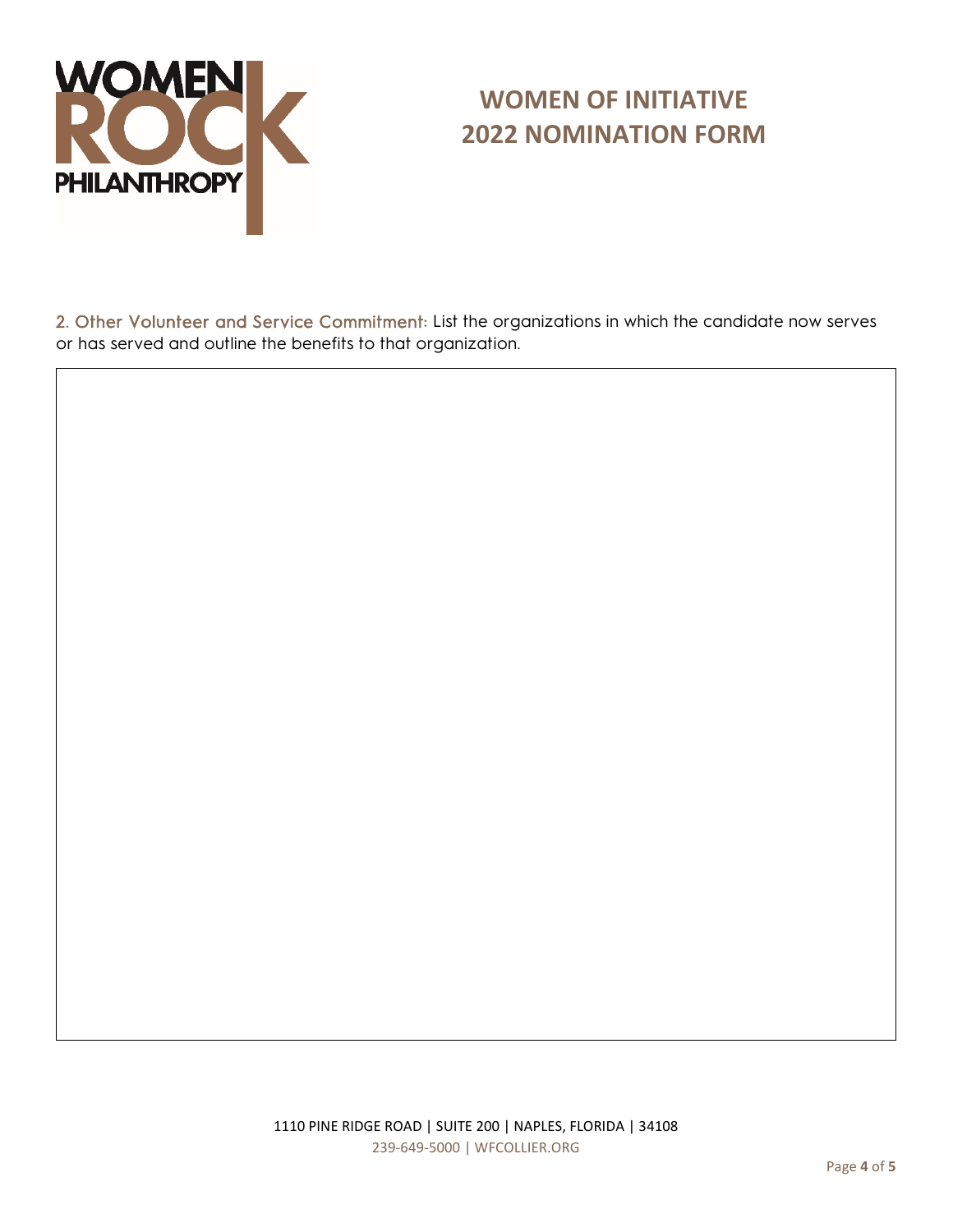# WOMEN OF INITIATIVE
# 2022 NOMINATION FORM

**2. Other Volunteer and Service Commitment:** List the organizations in which the candidate now serves or has served and outline the benefits to that organization.

1110 PINE RIDGE ROAD | SUITE 200 | NAPLES, FLORIDA | 34108
239-649-5000 | WFCOLLIER.ORG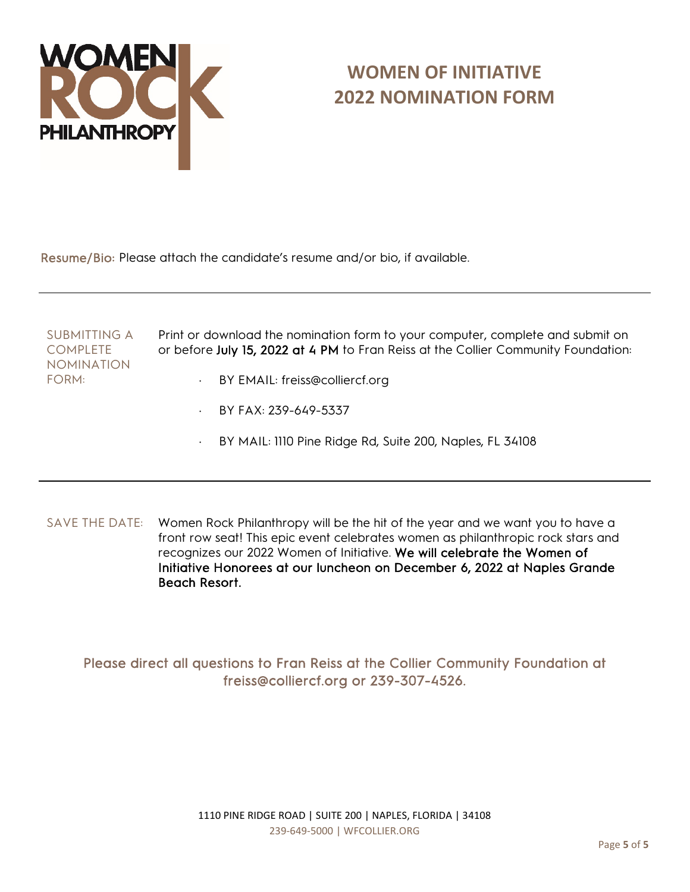WOMEN ROCK PHILANTHROPY

# WOMEN OF INITIATIVE 2022 NOMINATION FORM

**Resume/Bio:** Please attach the candidate's resume and/or bio, if available.

---

SUBMITTING A COMPLETE NOMINATION FORM:

Print or download the nomination form to your computer, complete and submit on or before **July 15, 2022 at 4 PM** to Fran Reiss at the Collier Community Foundation:

- BY EMAIL: freiss@colliercf.org
- BY FAX: 239-649-5337
- BY MAIL: 1110 Pine Ridge Rd, Suite 200, Naples, FL 34108

---

SAVE THE DATE:

Women Rock Philanthropy will be the hit of the year and we want you to have a front row seat! This epic event celebrates women as philanthropic rock stars and recognizes our 2022 Women of Initiative. **We will celebrate the Women of Initiative Honorees at our luncheon on December 6, 2022 at Naples Grande Beach Resort.**

**Please direct all questions to Fran Reiss at the Collier Community Foundation at freiss@colliercf.org or 239-307-4526.**

1110 PINE RIDGE ROAD | SUITE 200 | NAPLES, FLORIDA | 34108
239-649-5000 | WFCOLLIER.ORG